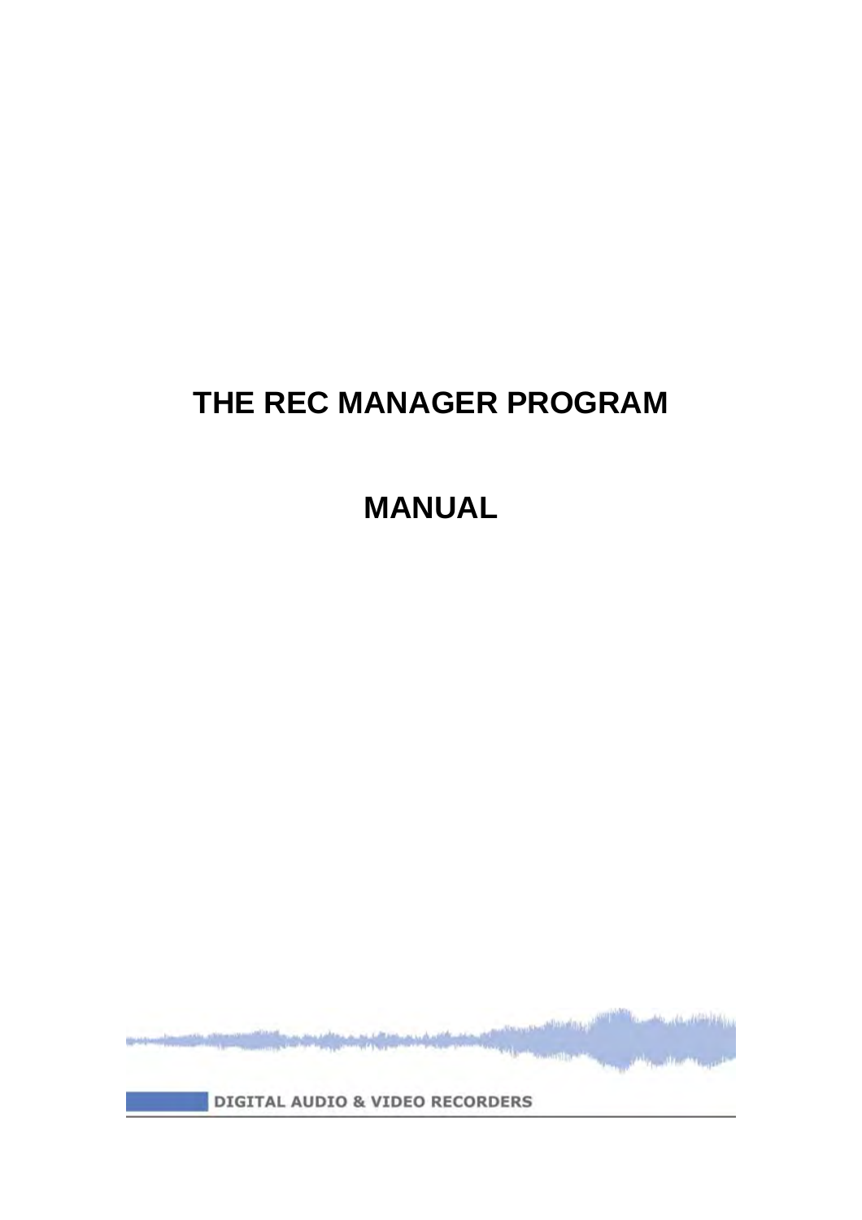# THE REC MANAGER PROGRAM

# MANUAL

DIGITAL AUDIO & VIDEO RECORDERS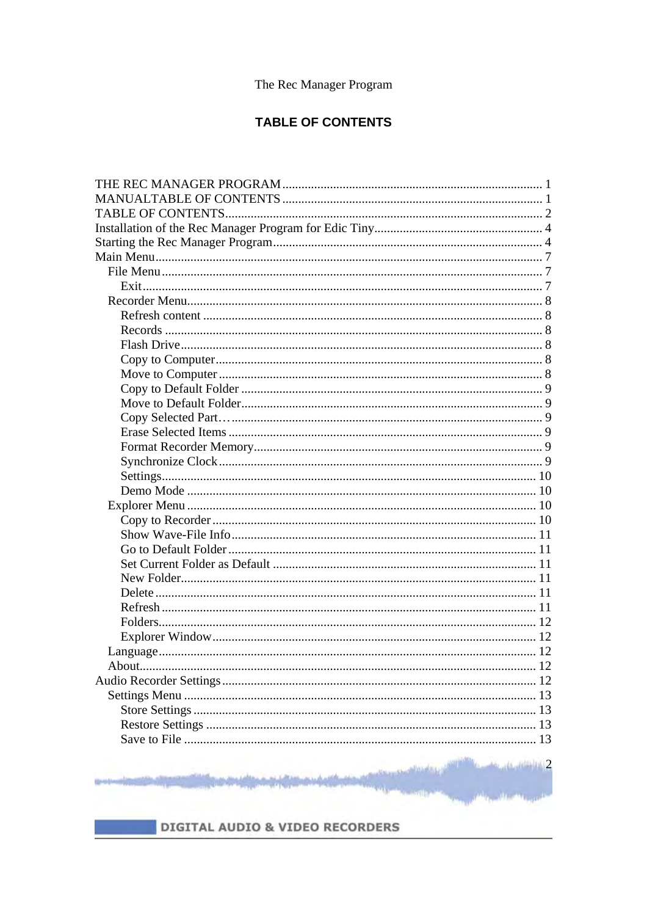The Rec Manager Program

## TABLE OF CONTENTS

- THE REC MANAGER PROGRAM ........ 1
- MANUALTABLE OF CONTENTS ........ 1
- TABLE OF CONTENTS ........ 2
- Installation of the Rec Manager Program for Edic Tiny ........ 4
- Starting the Rec Manager Program ........ 4
- Main Menu ........ 7
  - File Menu ........ 7
    - Exit ........ 7
  - Recorder Menu ........ 8
    - Refresh content ........ 8
    - Records ........ 8
    - Flash Drive ........ 8
    - Copy to Computer ........ 8
    - Move to Computer ........ 8
    - Copy to Default Folder ........ 9
    - Move to Default Folder ........ 9
    - Copy Selected Part… ........ 9
    - Erase Selected Items ........ 9
    - Format Recorder Memory ........ 9
    - Synchronize Clock ........ 9
    - Settings ........ 10
    - Demo Mode ........ 10
  - Explorer Menu ........ 10
    - Copy to Recorder ........ 10
    - Show Wave-File Info ........ 11
    - Go to Default Folder ........ 11
    - Set Current Folder as Default ........ 11
    - New Folder ........ 11
    - Delete ........ 11
    - Refresh ........ 11
    - Folders ........ 12
    - Explorer Window ........ 12
  - Language ........ 12
  - About ........ 12
- Audio Recorder Settings ........ 12
  - Settings Menu ........ 13
    - Store Settings ........ 13
    - Restore Settings ........ 13
    - Save to File ........ 13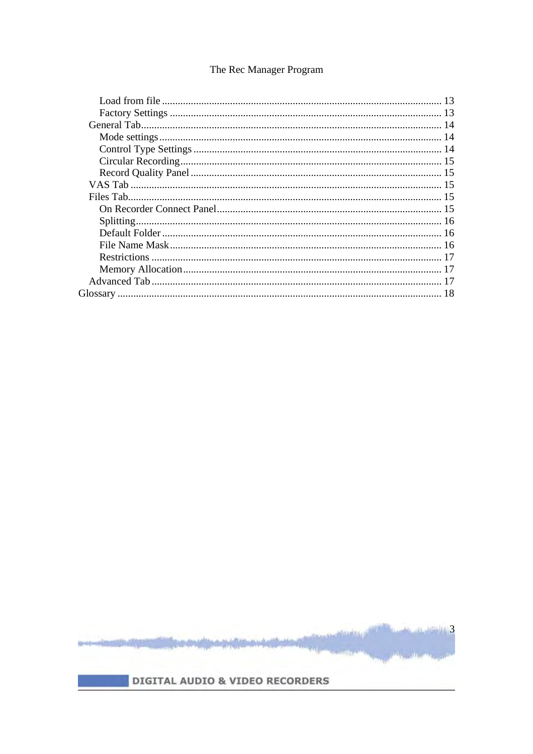Load from file .......................................... 13
Factory Settings ....................................... 13
General Tab.................................................. 14
Mode settings.............................................. 14
Control Type Settings .................................. 14
Circular Recording....................................... 15
Record Quality Panel ................................... 15
VAS Tab ...................................................... 15
Files Tab...................................................... 15
On Recorder Connect Panel.......................... 15
Splitting........................................................ 16
Default Folder .............................................. 16
File Name Mask............................................ 16
Restrictions .................................................. 17
Memory Allocation....................................... 17
Advanced Tab............................................... 17
Glossary ........................................................ 18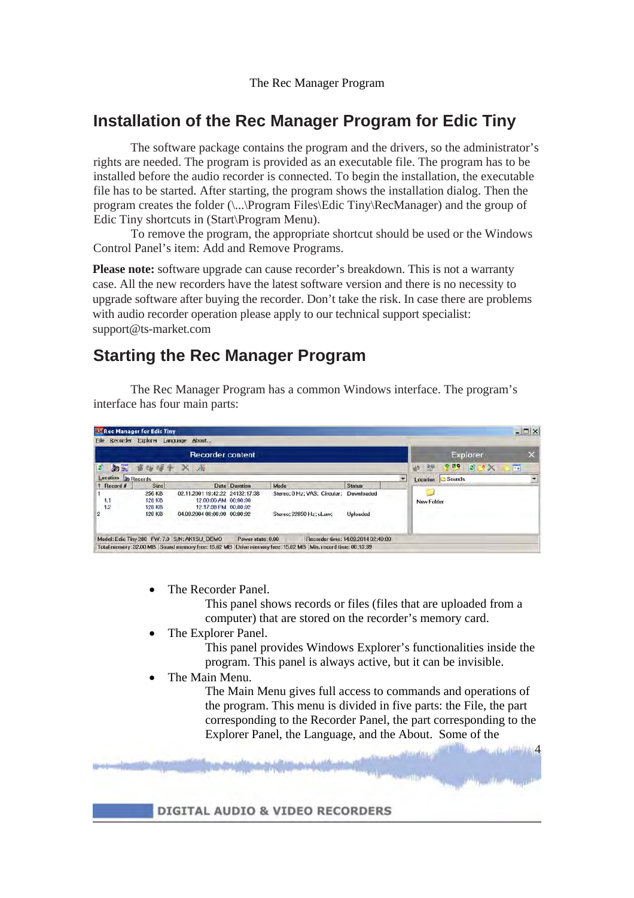## Installation of the Rec Manager Program for Edic Tiny

The software package contains the program and the drivers, so the administrator's rights are needed. The program is provided as an executable file. The program has to be installed before the audio recorder is connected. To begin the installation, the executable file has to be started. After starting, the program shows the installation dialog. Then the program creates the folder (\...\Program Files\Edic Tiny\RecManager) and the group of Edic Tiny shortcuts in (Start\Program Menu).

To remove the program, the appropriate shortcut should be used or the Windows Control Panel's item: Add and Remove Programs.

**Please note:** software upgrade can cause recorder's breakdown. This is not a warranty case. All the new recorders have the latest software version and there is no necessity to upgrade software after buying the recorder. Don't take the risk. In case there are problems with audio recorder operation please apply to our technical support specialist: support@ts-market.com

## Starting the Rec Manager Program

The Rec Manager Program has a common Windows interface. The program's interface has four main parts:

- The Recorder Panel.
  This panel shows records or files (files that are uploaded from a computer) that are stored on the recorder's memory card.
- The Explorer Panel.
  This panel provides Windows Explorer's functionalities inside the program. This panel is always active, but it can be invisible.
- The Main Menu.
  The Main Menu gives full access to commands and operations of the program. This menu is divided in five parts: the File, the part corresponding to the Recorder Panel, the part corresponding to the Explorer Panel, the Language, and the About. Some of the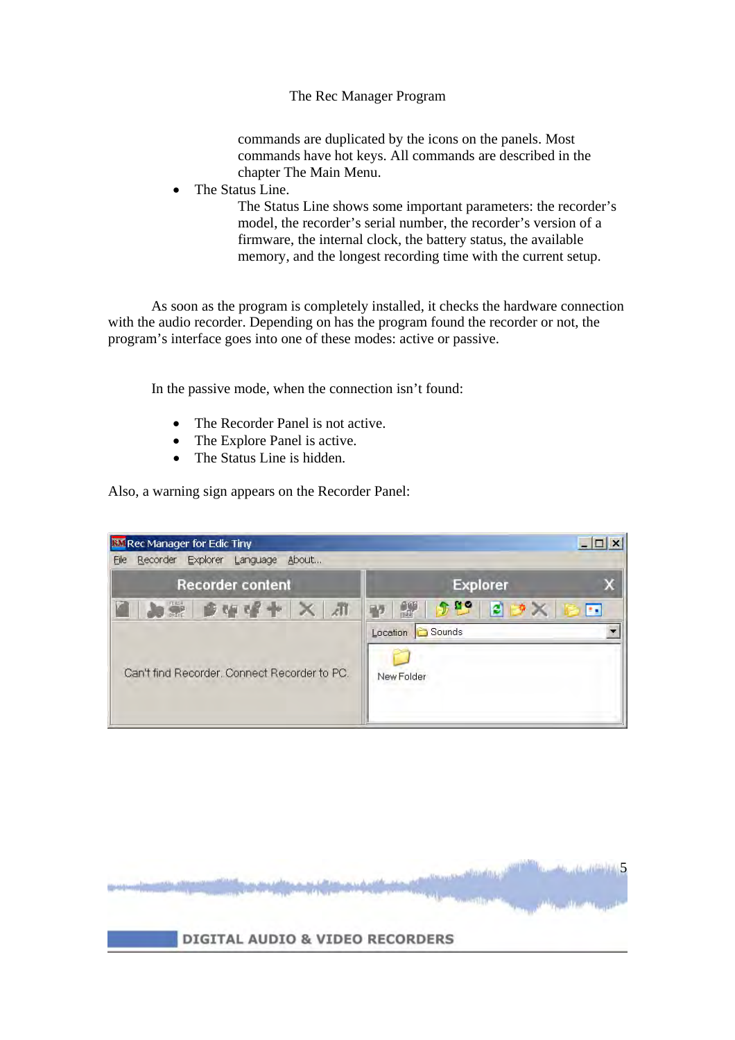commands are duplicated by the icons on the panels. Most commands have hot keys. All commands are described in the chapter The Main Menu.

- The Status Line.

  The Status Line shows some important parameters: the recorder's model, the recorder's serial number, the recorder's version of a firmware, the internal clock, the battery status, the available memory, and the longest recording time with the current setup.

As soon as the program is completely installed, it checks the hardware connection with the audio recorder. Depending on has the program found the recorder or not, the program's interface goes into one of these modes: active or passive.

In the passive mode, when the connection isn't found:

- The Recorder Panel is not active.
- The Explore Panel is active.
- The Status Line is hidden.

Also, a warning sign appears on the Recorder Panel: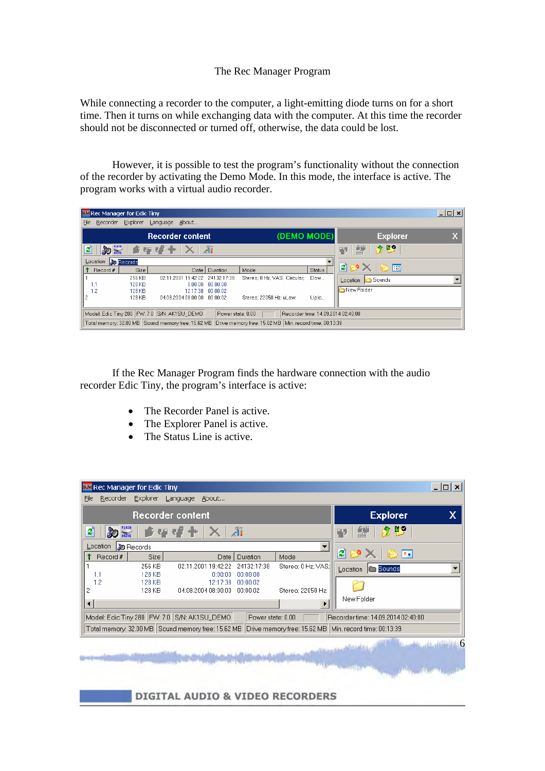# The Rec Manager Program

While connecting a recorder to the computer, a light-emitting diode turns on for a short time. Then it turns on while exchanging data with the computer. At this time the recorder should not be disconnected or turned off, otherwise, the data could be lost.

However, it is possible to test the program's functionality without the connection of the recorder by activating the Demo Mode. In this mode, the interface is active. The program works with a virtual audio recorder.

If the Rec Manager Program finds the hardware connection with the audio recorder Edic Tiny, the program's interface is active:

- The Recorder Panel is active.
- The Explorer Panel is active.
- The Status Line is active.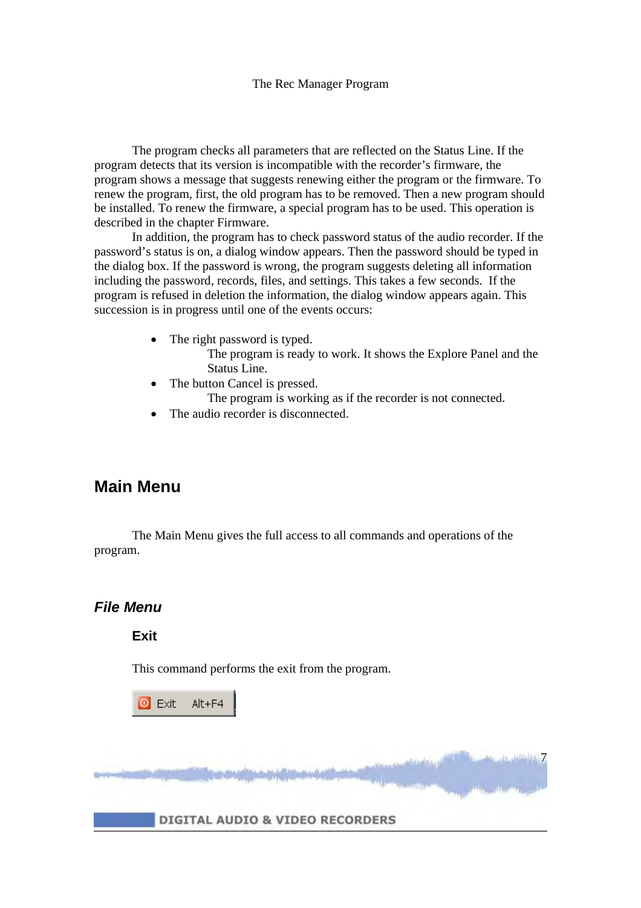The program checks all parameters that are reflected on the Status Line. If the program detects that its version is incompatible with the recorder's firmware, the program shows a message that suggests renewing either the program or the firmware. To renew the program, first, the old program has to be removed. Then a new program should be installed. To renew the firmware, a special program has to be used. This operation is described in the chapter Firmware.

In addition, the program has to check password status of the audio recorder. If the password's status is on, a dialog window appears. Then the password should be typed in the dialog box. If the password is wrong, the program suggests deleting all information including the password, records, files, and settings. This takes a few seconds. If the program is refused in deletion the information, the dialog window appears again. This succession is in progress until one of the events occurs:

- The right password is typed.
  The program is ready to work. It shows the Explore Panel and the Status Line.
- The button Cancel is pressed.
  The program is working as if the recorder is not connected.
- The audio recorder is disconnected.

## Main Menu

The Main Menu gives the full access to all commands and operations of the program.

### *File Menu*

#### Exit

This command performs the exit from the program.

Exit Alt+F4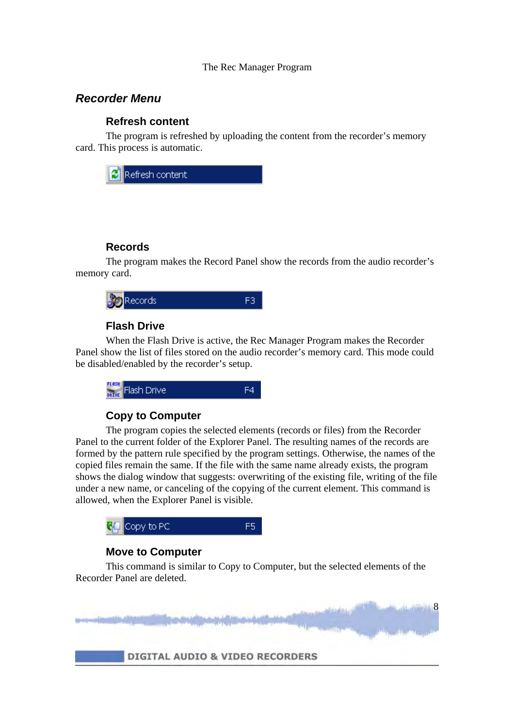## *Recorder Menu*

### Refresh content

The program is refreshed by uploading the content from the recorder's memory card. This process is automatic.

Refresh content

### Records

The program makes the Record Panel show the records from the audio recorder's memory card.

Records F3

### Flash Drive

When the Flash Drive is active, the Rec Manager Program makes the Recorder Panel show the list of files stored on the audio recorder's memory card. This mode could be disabled/enabled by the recorder's setup.

Flash Drive F4

### Copy to Computer

The program copies the selected elements (records or files) from the Recorder Panel to the current folder of the Explorer Panel. The resulting names of the records are formed by the pattern rule specified by the program settings. Otherwise, the names of the copied files remain the same. If the file with the same name already exists, the program shows the dialog window that suggests: overwriting of the existing file, writing of the file under a new name, or canceling of the copying of the current element. This command is allowed, when the Explorer Panel is visible.

Copy to PC F5

### Move to Computer

This command is similar to Copy to Computer, but the selected elements of the Recorder Panel are deleted.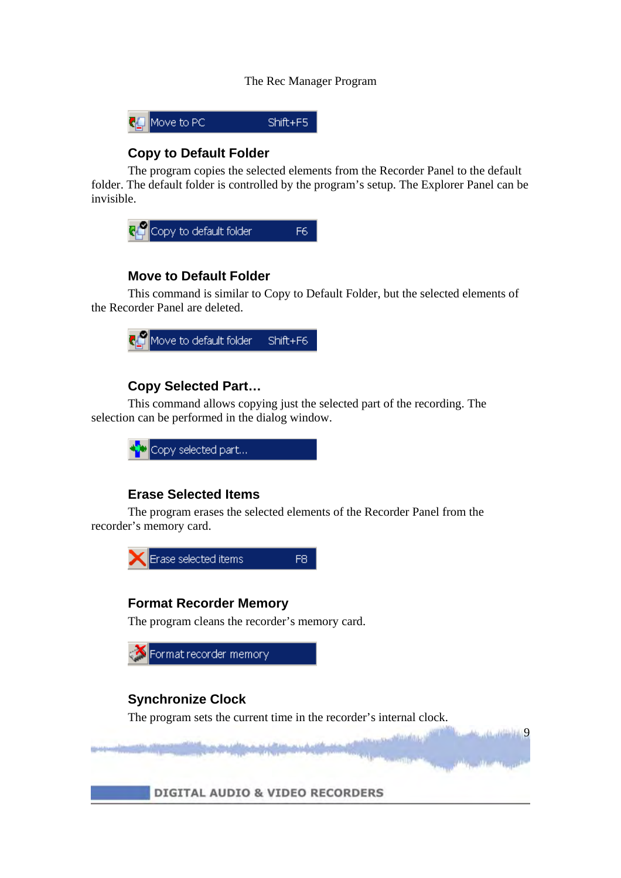Move to PC Shift+F5

## Copy to Default Folder

The program copies the selected elements from the Recorder Panel to the default folder. The default folder is controlled by the program's setup. The Explorer Panel can be invisible.

Copy to default folder F6

## Move to Default Folder

This command is similar to Copy to Default Folder, but the selected elements of the Recorder Panel are deleted.

Move to default folder Shift+F6

## Copy Selected Part…

This command allows copying just the selected part of the recording. The selection can be performed in the dialog window.

Copy selected part...

## Erase Selected Items

The program erases the selected elements of the Recorder Panel from the recorder's memory card.

Erase selected items F8

## Format Recorder Memory

The program cleans the recorder's memory card.

Format recorder memory

## Synchronize Clock

The program sets the current time in the recorder's internal clock.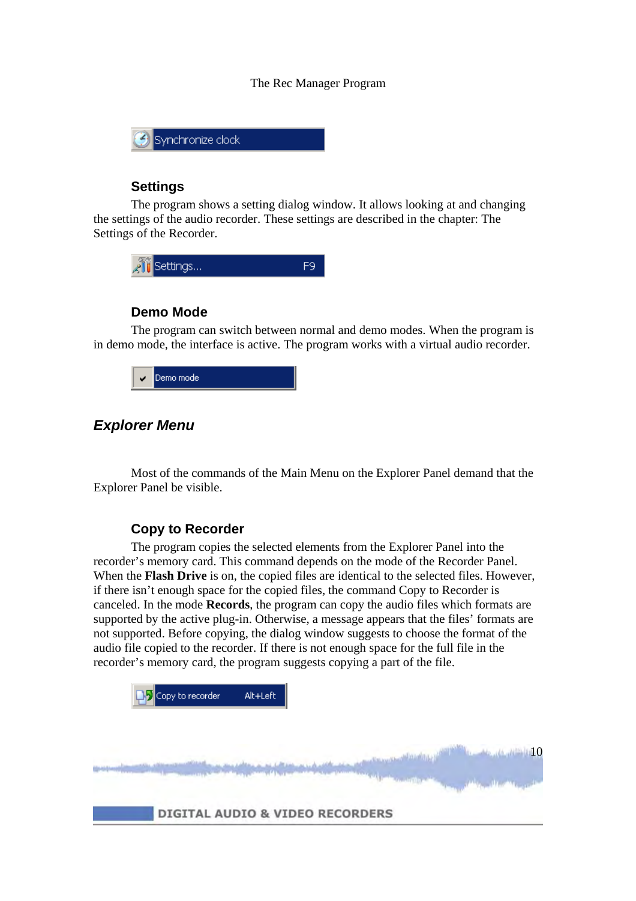### Settings

The program shows a setting dialog window. It allows looking at and changing the settings of the audio recorder. These settings are described in the chapter: The Settings of the Recorder.

### Demo Mode

The program can switch between normal and demo modes. When the program is in demo mode, the interface is active. The program works with a virtual audio recorder.

## *Explorer Menu*

Most of the commands of the Main Menu on the Explorer Panel demand that the Explorer Panel be visible.

### Copy to Recorder

The program copies the selected elements from the Explorer Panel into the recorder's memory card. This command depends on the mode of the Recorder Panel. When the **Flash Drive** is on, the copied files are identical to the selected files. However, if there isn't enough space for the copied files, the command Copy to Recorder is canceled. In the mode **Records**, the program can copy the audio files which formats are supported by the active plug-in. Otherwise, a message appears that the files' formats are not supported. Before copying, the dialog window suggests to choose the format of the audio file copied to the recorder. If there is not enough space for the full file in the recorder's memory card, the program suggests copying a part of the file.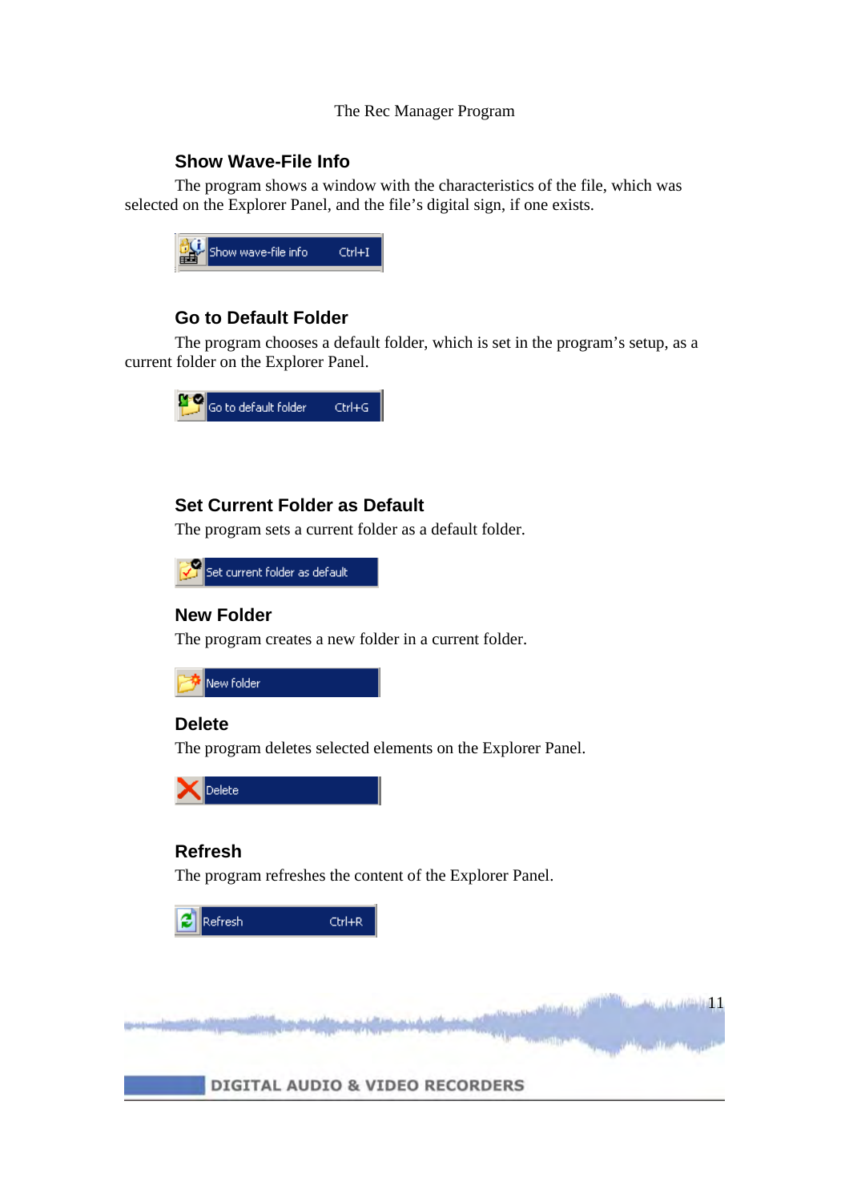## Show Wave-File Info

The program shows a window with the characteristics of the file, which was selected on the Explorer Panel, and the file's digital sign, if one exists.

Show wave-file info Ctrl+I

## Go to Default Folder

The program chooses a default folder, which is set in the program's setup, as a current folder on the Explorer Panel.

Go to default folder Ctrl+G

## Set Current Folder as Default

The program sets a current folder as a default folder.

Set current folder as default

## New Folder

The program creates a new folder in a current folder.

New folder

## Delete

The program deletes selected elements on the Explorer Panel.

Delete

## Refresh

The program refreshes the content of the Explorer Panel.

Refresh Ctrl+R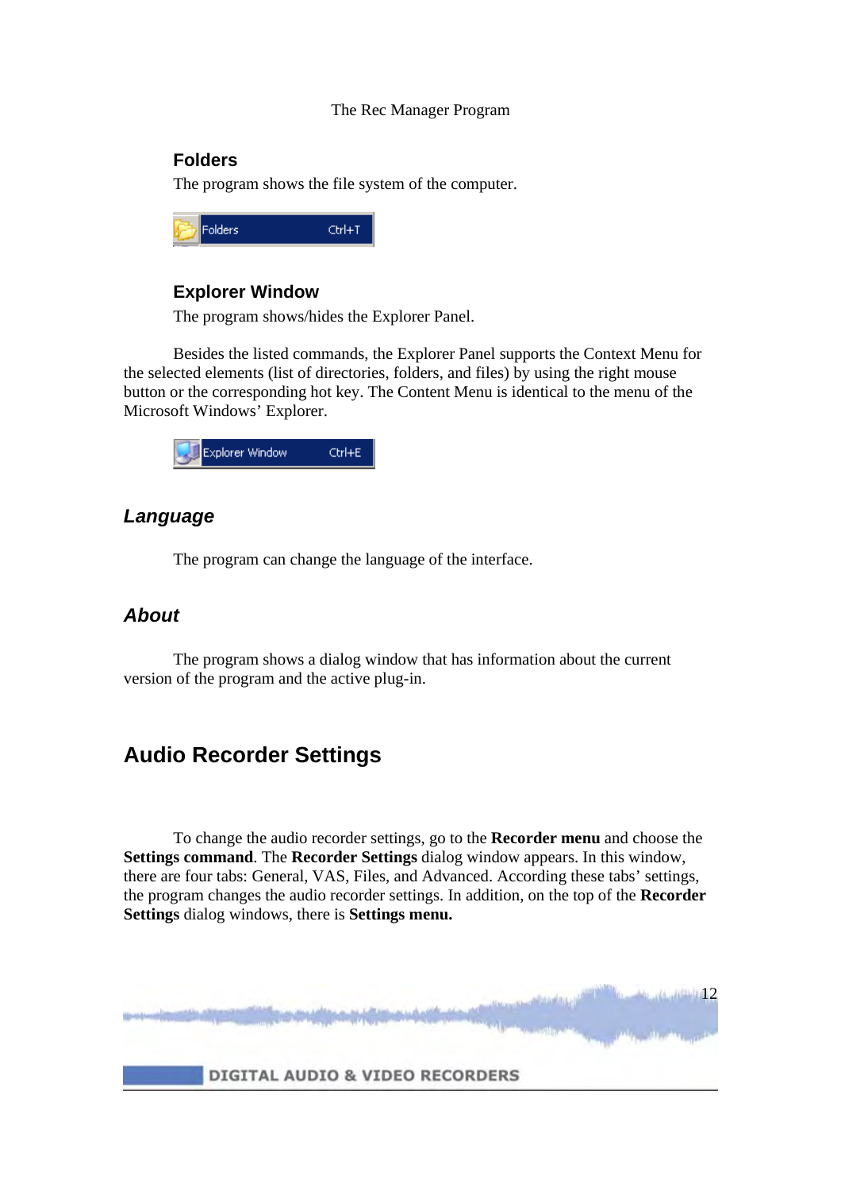### Folders

The program shows the file system of the computer.

Folders Ctrl+T

### Explorer Window

The program shows/hides the Explorer Panel.

Besides the listed commands, the Explorer Panel supports the Context Menu for the selected elements (list of directories, folders, and files) by using the right mouse button or the corresponding hot key. The Content Menu is identical to the menu of the Microsoft Windows' Explorer.

Explorer Window Ctrl+E

### *Language*

The program can change the language of the interface.

### *About*

The program shows a dialog window that has information about the current version of the program and the active plug-in.

## Audio Recorder Settings

To change the audio recorder settings, go to the **Recorder menu** and choose the **Settings command**. The **Recorder Settings** dialog window appears. In this window, there are four tabs: General, VAS, Files, and Advanced. According these tabs' settings, the program changes the audio recorder settings. In addition, on the top of the **Recorder Settings** dialog windows, there is **Settings menu.**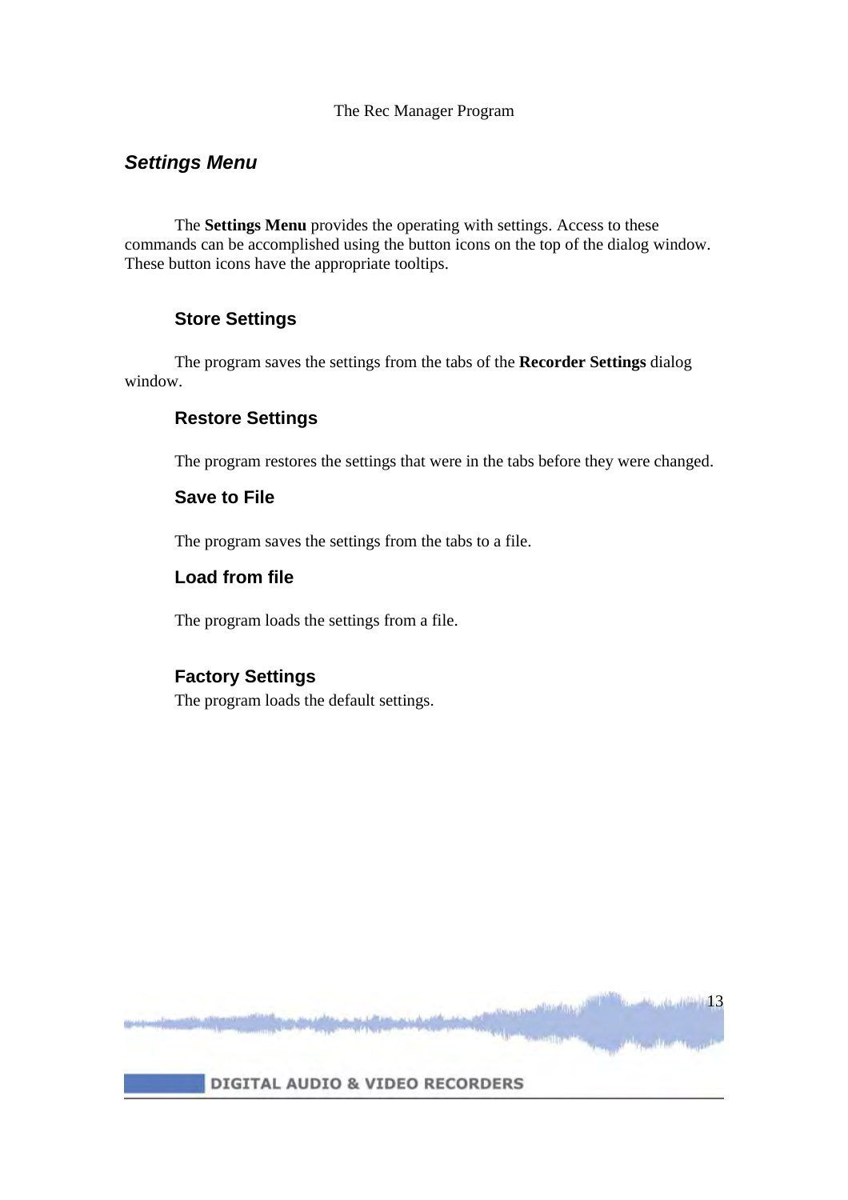## *Settings Menu*

The **Settings Menu** provides the operating with settings. Access to these commands can be accomplished using the button icons on the top of the dialog window. These button icons have the appropriate tooltips.

### Store Settings

The program saves the settings from the tabs of the **Recorder Settings** dialog window.

### Restore Settings

The program restores the settings that were in the tabs before they were changed.

### Save to File

The program saves the settings from the tabs to a file.

### Load from file

The program loads the settings from a file.

### Factory Settings

The program loads the default settings.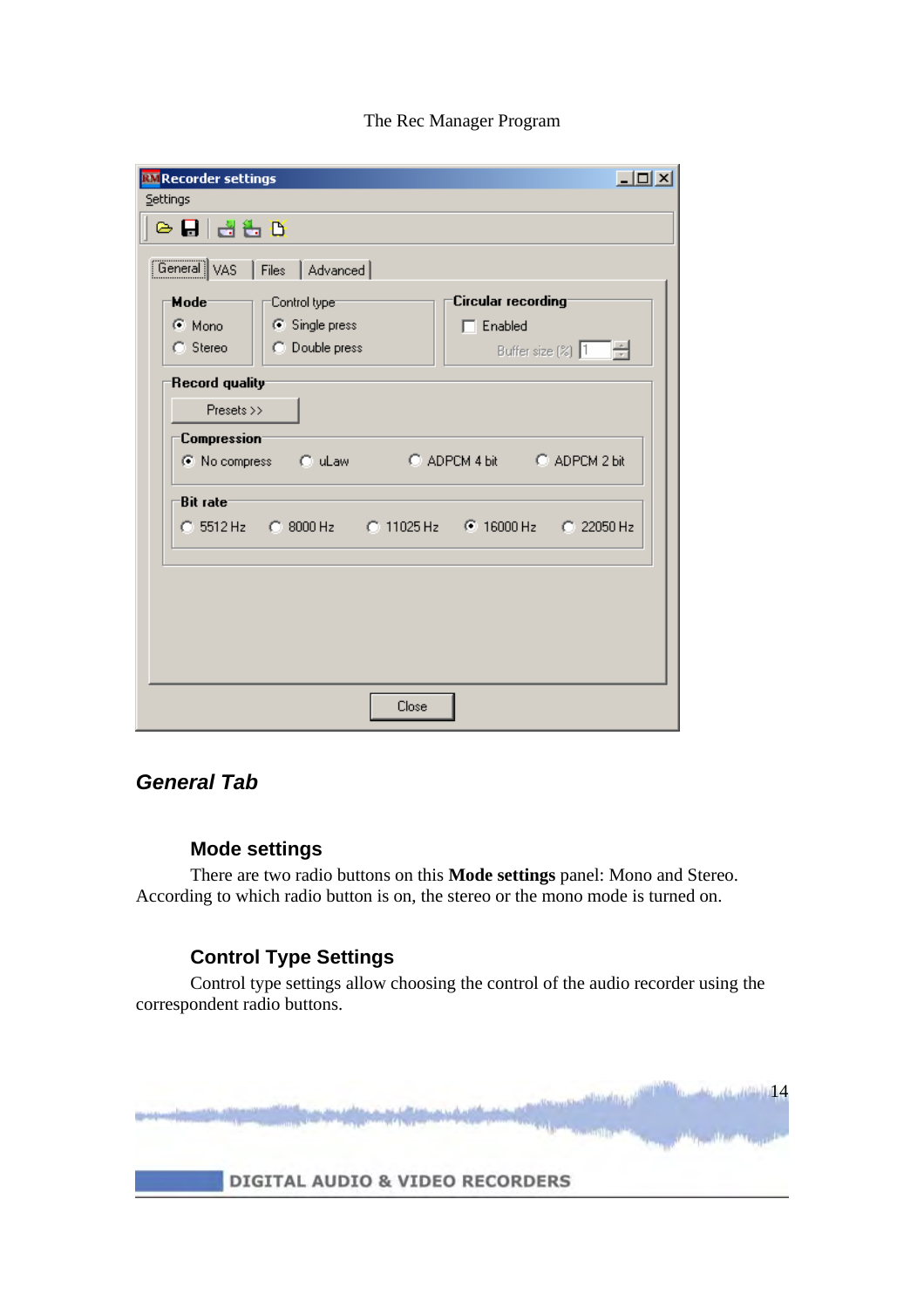## General Tab

### Mode settings

There are two radio buttons on this **Mode settings** panel: Mono and Stereo. According to which radio button is on, the stereo or the mono mode is turned on.

### Control Type Settings

Control type settings allow choosing the control of the audio recorder using the correspondent radio buttons.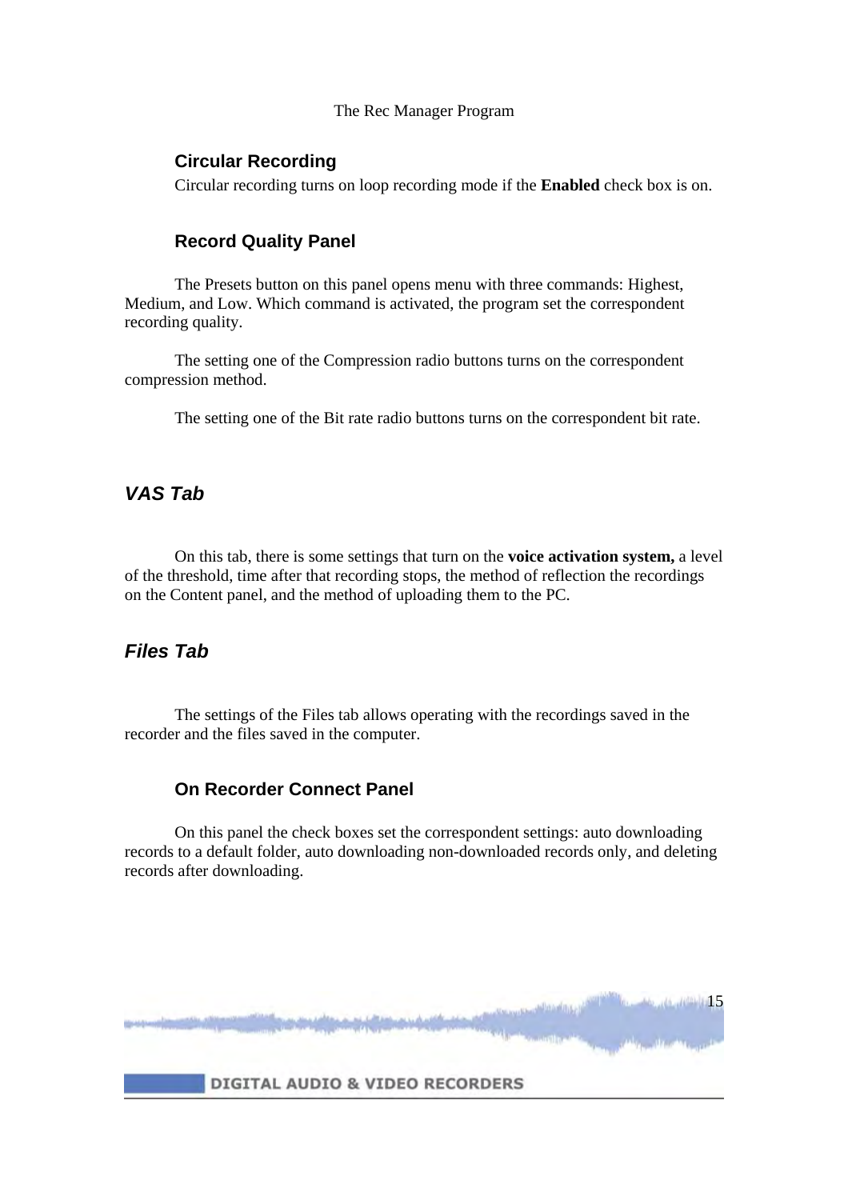### Circular Recording

Circular recording turns on loop recording mode if the **Enabled** check box is on.

### Record Quality Panel

The Presets button on this panel opens menu with three commands: Highest, Medium, and Low. Which command is activated, the program set the correspondent recording quality.

The setting one of the Compression radio buttons turns on the correspondent compression method.

The setting one of the Bit rate radio buttons turns on the correspondent bit rate.

## *VAS Tab*

On this tab, there is some settings that turn on the **voice activation system,** a level of the threshold, time after that recording stops, the method of reflection the recordings on the Content panel, and the method of uploading them to the PC.

## *Files Tab*

The settings of the Files tab allows operating with the recordings saved in the recorder and the files saved in the computer.

### On Recorder Connect Panel

On this panel the check boxes set the correspondent settings: auto downloading records to a default folder, auto downloading non-downloaded records only, and deleting records after downloading.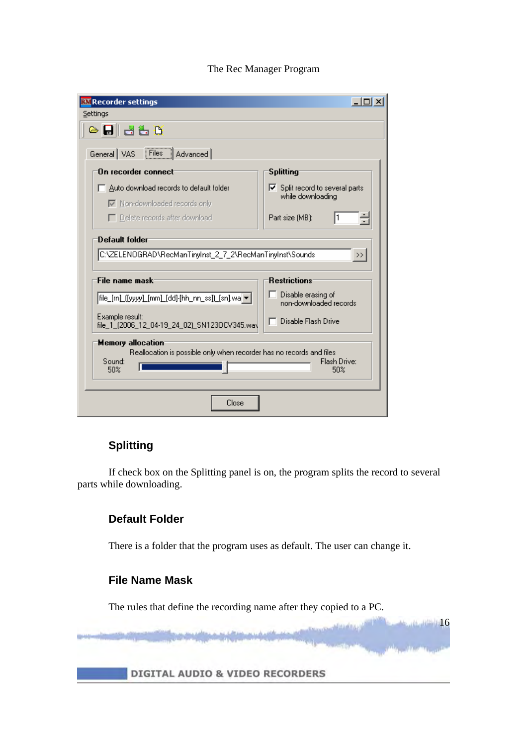## Splitting

If check box on the Splitting panel is on, the program splits the record to several parts while downloading.

## Default Folder

There is a folder that the program uses as default. The user can change it.

## File Name Mask

The rules that define the recording name after they copied to a PC.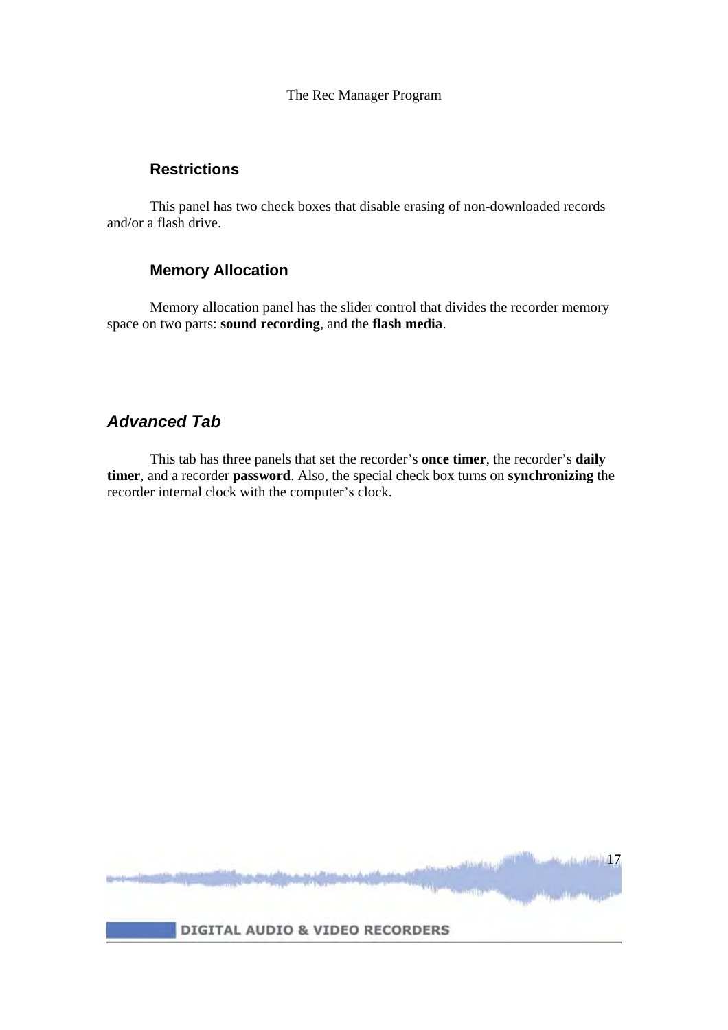### Restrictions

This panel has two check boxes that disable erasing of non-downloaded records and/or a flash drive.

### Memory Allocation

Memory allocation panel has the slider control that divides the recorder memory space on two parts: **sound recording**, and the **flash media**.

## *Advanced Tab*

This tab has three panels that set the recorder's **once timer**, the recorder's **daily timer**, and a recorder **password**. Also, the special check box turns on **synchronizing** the recorder internal clock with the computer's clock.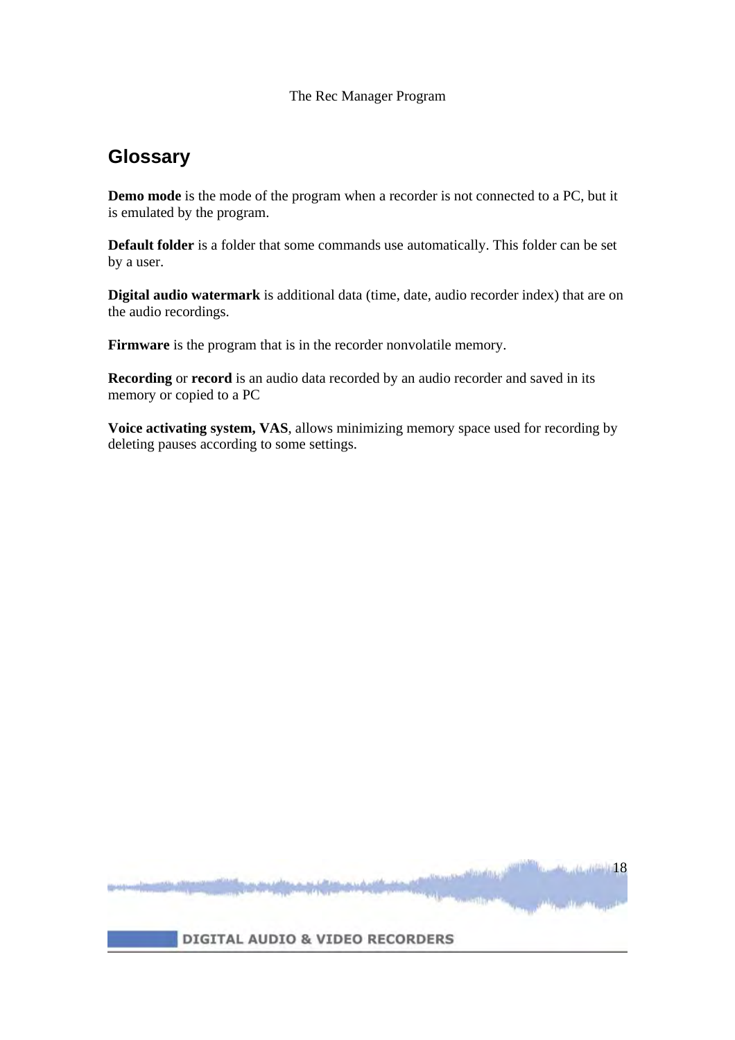## Glossary

**Demo mode** is the mode of the program when a recorder is not connected to a PC, but it is emulated by the program.

**Default folder** is a folder that some commands use automatically. This folder can be set by a user.

**Digital audio watermark** is additional data (time, date, audio recorder index) that are on the audio recordings.

**Firmware** is the program that is in the recorder nonvolatile memory.

**Recording** or **record** is an audio data recorded by an audio recorder and saved in its memory or copied to a PC

**Voice activating system, VAS**, allows minimizing memory space used for recording by deleting pauses according to some settings.